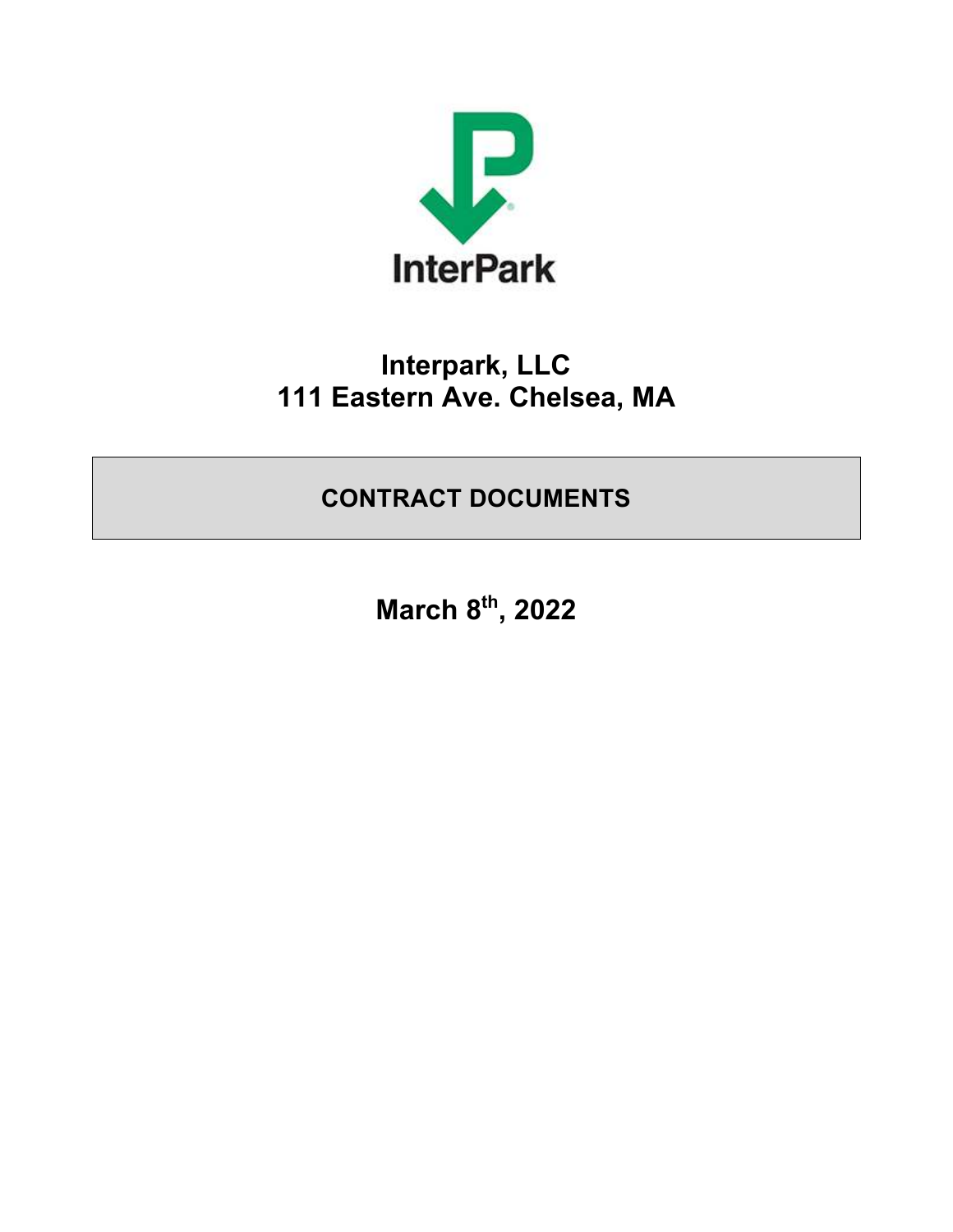InterPark

# Interpark, LLC
# 111 Eastern Ave. Chelsea, MA

## CONTRACT DOCUMENTS

**March 8th, 2022**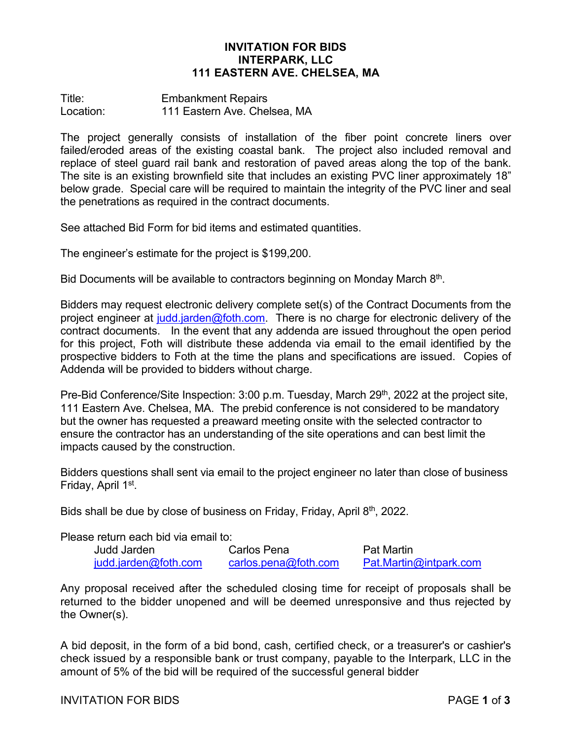**INVITATION FOR BIDS**
**INTERPARK, LLC**
**111 EASTERN AVE. CHELSEA, MA**

Title: Embankment Repairs
Location: 111 Eastern Ave. Chelsea, MA

The project generally consists of installation of the fiber point concrete liners over failed/eroded areas of the existing coastal bank. The project also included removal and replace of steel guard rail bank and restoration of paved areas along the top of the bank. The site is an existing brownfield site that includes an existing PVC liner approximately 18" below grade. Special care will be required to maintain the integrity of the PVC liner and seal the penetrations as required in the contract documents.

See attached Bid Form for bid items and estimated quantities.

The engineer's estimate for the project is $199,200.

Bid Documents will be available to contractors beginning on Monday March 8th.

Bidders may request electronic delivery complete set(s) of the Contract Documents from the project engineer at judd.jarden@foth.com. There is no charge for electronic delivery of the contract documents. In the event that any addenda are issued throughout the open period for this project, Foth will distribute these addenda via email to the email identified by the prospective bidders to Foth at the time the plans and specifications are issued. Copies of Addenda will be provided to bidders without charge.

Pre-Bid Conference/Site Inspection: 3:00 p.m. Tuesday, March 29th, 2022 at the project site, 111 Eastern Ave. Chelsea, MA. The prebid conference is not considered to be mandatory but the owner has requested a preaward meeting onsite with the selected contractor to ensure the contractor has an understanding of the site operations and can best limit the impacts caused by the construction.

Bidders questions shall sent via email to the project engineer no later than close of business Friday, April 1st.

Bids shall be due by close of business on Friday, Friday, April 8th, 2022.

Please return each bid via email to:

| Judd Jarden | Carlos Pena | Pat Martin |
|---|---|---|
| judd.jarden@foth.com | carlos.pena@foth.com | Pat.Martin@intpark.com |

Any proposal received after the scheduled closing time for receipt of proposals shall be returned to the bidder unopened and will be deemed unresponsive and thus rejected by the Owner(s).

A bid deposit, in the form of a bid bond, cash, certified check, or a treasurer's or cashier's check issued by a responsible bank or trust company, payable to the Interpark, LLC in the amount of 5% of the bid will be required of the successful general bidder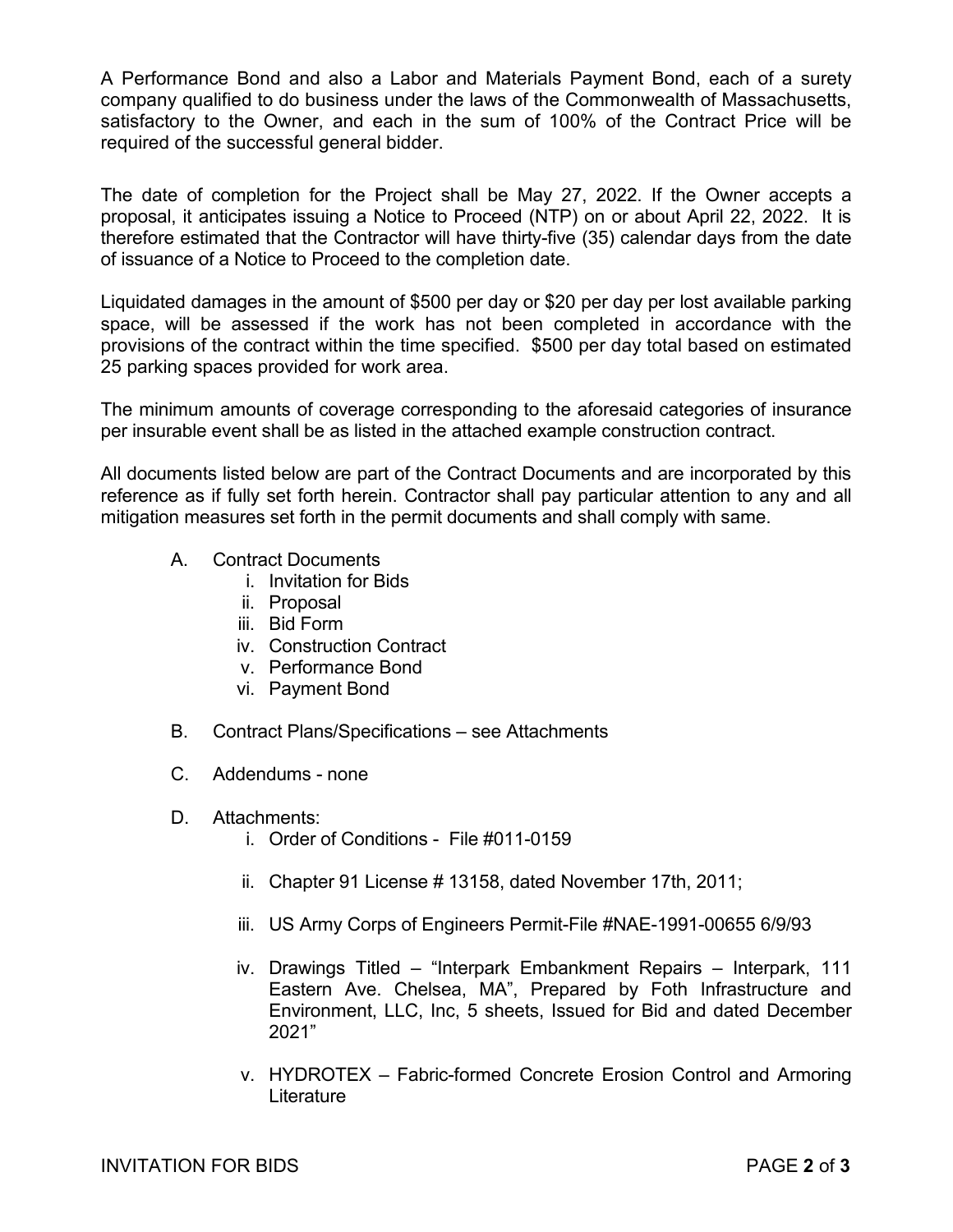A Performance Bond and also a Labor and Materials Payment Bond, each of a surety company qualified to do business under the laws of the Commonwealth of Massachusetts, satisfactory to the Owner, and each in the sum of 100% of the Contract Price will be required of the successful general bidder.

The date of completion for the Project shall be May 27, 2022. If the Owner accepts a proposal, it anticipates issuing a Notice to Proceed (NTP) on or about April 22, 2022. It is therefore estimated that the Contractor will have thirty-five (35) calendar days from the date of issuance of a Notice to Proceed to the completion date.

Liquidated damages in the amount of $500 per day or $20 per day per lost available parking space, will be assessed if the work has not been completed in accordance with the provisions of the contract within the time specified. $500 per day total based on estimated 25 parking spaces provided for work area.

The minimum amounts of coverage corresponding to the aforesaid categories of insurance per insurable event shall be as listed in the attached example construction contract.

All documents listed below are part of the Contract Documents and are incorporated by this reference as if fully set forth herein. Contractor shall pay particular attention to any and all mitigation measures set forth in the permit documents and shall comply with same.

A. Contract Documents
   i. Invitation for Bids
   ii. Proposal
   iii. Bid Form
   iv. Construction Contract
   v. Performance Bond
   vi. Payment Bond

B. Contract Plans/Specifications – see Attachments

C. Addendums - none

D. Attachments:
   i. Order of Conditions - File #011-0159
   ii. Chapter 91 License # 13158, dated November 17th, 2011;
   iii. US Army Corps of Engineers Permit-File #NAE-1991-00655 6/9/93
   iv. Drawings Titled – "Interpark Embankment Repairs – Interpark, 111 Eastern Ave. Chelsea, MA", Prepared by Foth Infrastructure and Environment, LLC, Inc, 5 sheets, Issued for Bid and dated December 2021"
   v. HYDROTEX – Fabric-formed Concrete Erosion Control and Armoring Literature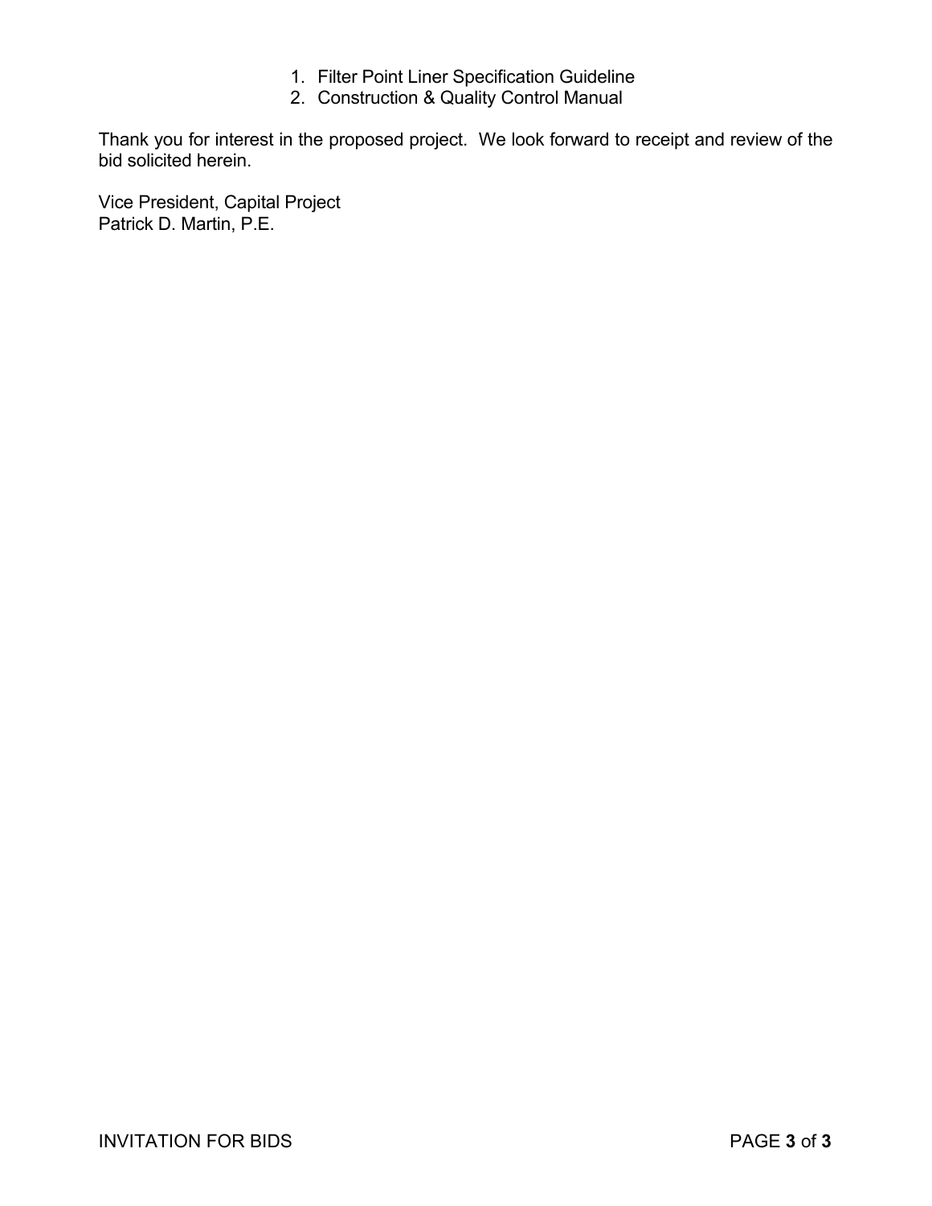1. Filter Point Liner Specification Guideline
2. Construction & Quality Control Manual

Thank you for interest in the proposed project. We look forward to receipt and review of the bid solicited herein.

Vice President, Capital Project
Patrick D. Martin, P.E.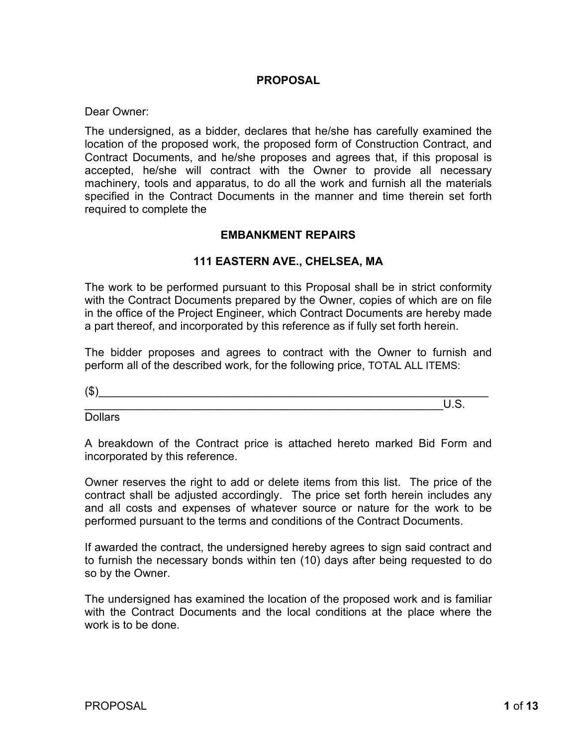# PROPOSAL

Dear Owner:

The undersigned, as a bidder, declares that he/she has carefully examined the location of the proposed work, the proposed form of Construction Contract, and Contract Documents, and he/she proposes and agrees that, if this proposal is accepted, he/she will contract with the Owner to provide all necessary machinery, tools and apparatus, to do all the work and furnish all the materials specified in the Contract Documents in the manner and time therein set forth required to complete the

## EMBANKMENT REPAIRS

## 111 EASTERN AVE., CHELSEA, MA

The work to be performed pursuant to this Proposal shall be in strict conformity with the Contract Documents prepared by the Owner, copies of which are on file in the office of the Project Engineer, which Contract Documents are hereby made a part thereof, and incorporated by this reference as if fully set forth herein.

The bidder proposes and agrees to contract with the Owner to furnish and perform all of the described work, for the following price, TOTAL ALL ITEMS:

($)_______________________________________________________________
__________________________________________________________U.S. Dollars

A breakdown of the Contract price is attached hereto marked Bid Form and incorporated by this reference.

Owner reserves the right to add or delete items from this list. The price of the contract shall be adjusted accordingly. The price set forth herein includes any and all costs and expenses of whatever source or nature for the work to be performed pursuant to the terms and conditions of the Contract Documents.

If awarded the contract, the undersigned hereby agrees to sign said contract and to furnish the necessary bonds within ten (10) days after being requested to do so by the Owner.

The undersigned has examined the location of the proposed work and is familiar with the Contract Documents and the local conditions at the place where the work is to be done.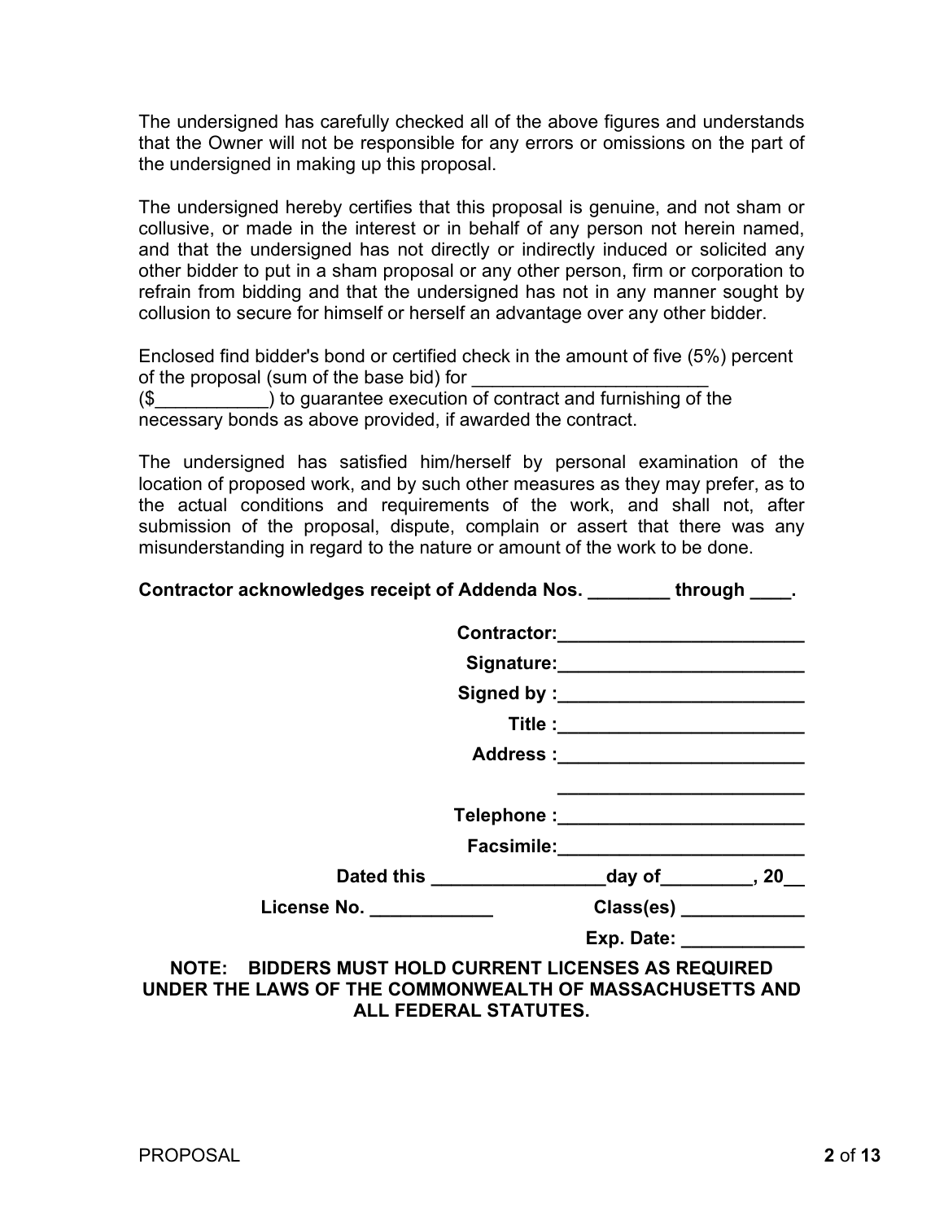The undersigned has carefully checked all of the above figures and understands that the Owner will not be responsible for any errors or omissions on the part of the undersigned in making up this proposal.

The undersigned hereby certifies that this proposal is genuine, and not sham or collusive, or made in the interest or in behalf of any person not herein named, and that the undersigned has not directly or indirectly induced or solicited any other bidder to put in a sham proposal or any other person, firm or corporation to refrain from bidding and that the undersigned has not in any manner sought by collusion to secure for himself or herself an advantage over any other bidder.

Enclosed find bidder's bond or certified check in the amount of five (5%) percent of the proposal (sum of the base bid) for _______________________ ($___________) to guarantee execution of contract and furnishing of the necessary bonds as above provided, if awarded the contract.

The undersigned has satisfied him/herself by personal examination of the location of proposed work, and by such other measures as they may prefer, as to the actual conditions and requirements of the work, and shall not, after submission of the proposal, dispute, complain or assert that there was any misunderstanding in regard to the nature or amount of the work to be done.

**Contractor acknowledges receipt of Addenda Nos. ________ through ____.**

**Contractor:**________________________

**Signature:**________________________

**Signed by :**________________________

**Title :**________________________

**Address :**________________________

________________________

**Telephone :**________________________

**Facsimile:**________________________

**Dated this** _________________**day of**_________**, 20**__

**License No.** ____________ **Class(es)** ____________

**Exp. Date:** ____________

**NOTE: BIDDERS MUST HOLD CURRENT LICENSES AS REQUIRED UNDER THE LAWS OF THE COMMONWEALTH OF MASSACHUSETTS AND ALL FEDERAL STATUTES.**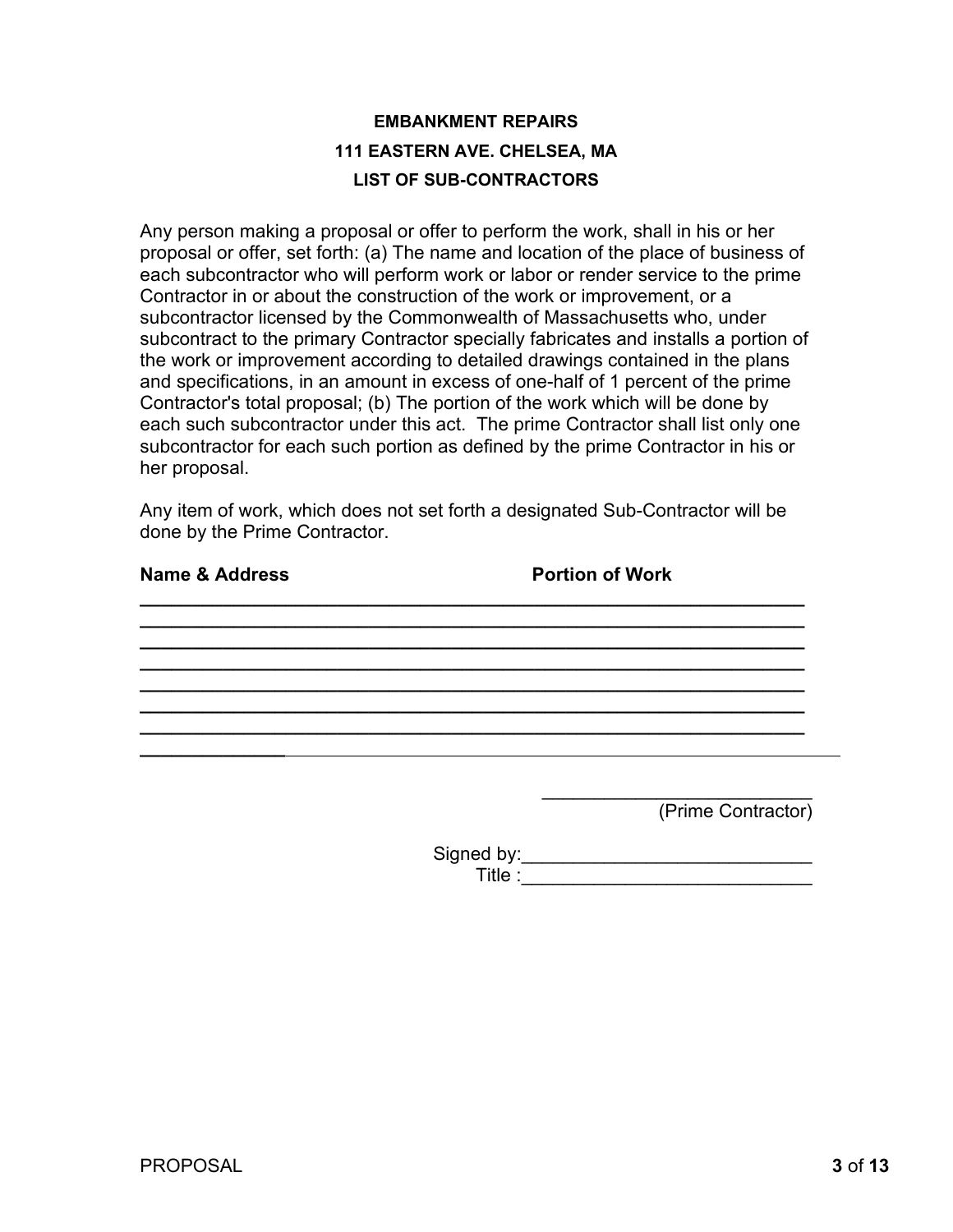**EMBANKMENT REPAIRS**

**111 EASTERN AVE. CHELSEA, MA**

**LIST OF SUB-CONTRACTORS**

Any person making a proposal or offer to perform the work, shall in his or her proposal or offer, set forth: (a) The name and location of the place of business of each subcontractor who will perform work or labor or render service to the prime Contractor in or about the construction of the work or improvement, or a subcontractor licensed by the Commonwealth of Massachusetts who, under subcontract to the primary Contractor specially fabricates and installs a portion of the work or improvement according to detailed drawings contained in the plans and specifications, in an amount in excess of one-half of 1 percent of the prime Contractor's total proposal; (b) The portion of the work which will be done by each such subcontractor under this act. The prime Contractor shall list only one subcontractor for each such portion as defined by the prime Contractor in his or her proposal.

Any item of work, which does not set forth a designated Sub-Contractor will be done by the Prime Contractor.

**Name & Address** **Portion of Work**

______________________________________________________________

______________________________________________________________

______________________________________________________________

______________________________________________________________

______________________________________________________________

______________________________________________________________

______________________________________________________________

______________________________________________________________

___________________________
(Prime Contractor)

Signed by:___________________________

Title :___________________________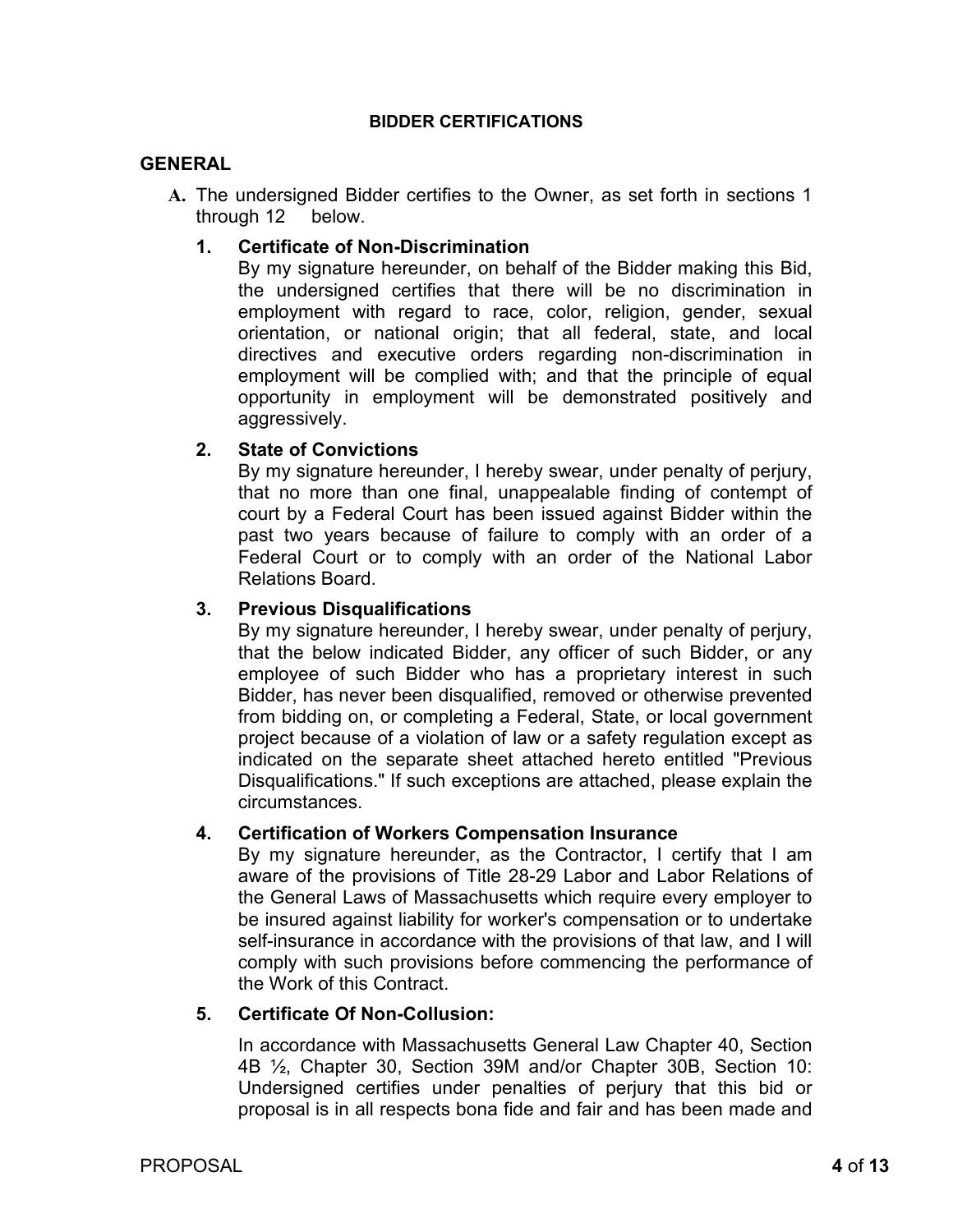## BIDDER CERTIFICATIONS

## GENERAL

**A.** The undersigned Bidder certifies to the Owner, as set forth in sections 1 through 12 below.

**1. Certificate of Non-Discrimination**

By my signature hereunder, on behalf of the Bidder making this Bid, the undersigned certifies that there will be no discrimination in employment with regard to race, color, religion, gender, sexual orientation, or national origin; that all federal, state, and local directives and executive orders regarding non-discrimination in employment will be complied with; and that the principle of equal opportunity in employment will be demonstrated positively and aggressively.

**2. State of Convictions**

By my signature hereunder, I hereby swear, under penalty of perjury, that no more than one final, unappealable finding of contempt of court by a Federal Court has been issued against Bidder within the past two years because of failure to comply with an order of a Federal Court or to comply with an order of the National Labor Relations Board.

**3. Previous Disqualifications**

By my signature hereunder, I hereby swear, under penalty of perjury, that the below indicated Bidder, any officer of such Bidder, or any employee of such Bidder who has a proprietary interest in such Bidder, has never been disqualified, removed or otherwise prevented from bidding on, or completing a Federal, State, or local government project because of a violation of law or a safety regulation except as indicated on the separate sheet attached hereto entitled "Previous Disqualifications." If such exceptions are attached, please explain the circumstances.

**4. Certification of Workers Compensation Insurance**

By my signature hereunder, as the Contractor, I certify that I am aware of the provisions of Title 28-29 Labor and Labor Relations of the General Laws of Massachusetts which require every employer to be insured against liability for worker's compensation or to undertake self-insurance in accordance with the provisions of that law, and I will comply with such provisions before commencing the performance of the Work of this Contract.

**5. Certificate Of Non-Collusion:**

In accordance with Massachusetts General Law Chapter 40, Section 4B ½, Chapter 30, Section 39M and/or Chapter 30B, Section 10: Undersigned certifies under penalties of perjury that this bid or proposal is in all respects bona fide and fair and has been made and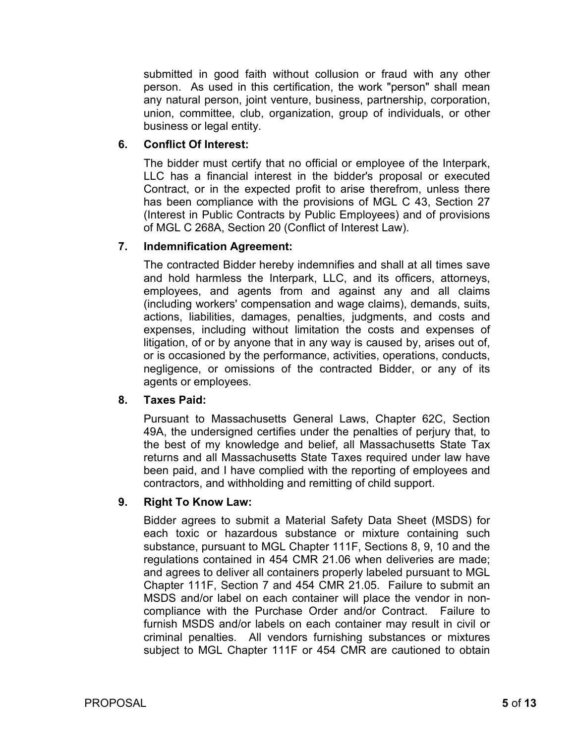submitted in good faith without collusion or fraud with any other person. As used in this certification, the work "person" shall mean any natural person, joint venture, business, partnership, corporation, union, committee, club, organization, group of individuals, or other business or legal entity.

**6. Conflict Of Interest:**

The bidder must certify that no official or employee of the Interpark, LLC has a financial interest in the bidder's proposal or executed Contract, or in the expected profit to arise therefrom, unless there has been compliance with the provisions of MGL C 43, Section 27 (Interest in Public Contracts by Public Employees) and of provisions of MGL C 268A, Section 20 (Conflict of Interest Law).

**7. Indemnification Agreement:**

The contracted Bidder hereby indemnifies and shall at all times save and hold harmless the Interpark, LLC, and its officers, attorneys, employees, and agents from and against any and all claims (including workers' compensation and wage claims), demands, suits, actions, liabilities, damages, penalties, judgments, and costs and expenses, including without limitation the costs and expenses of litigation, of or by anyone that in any way is caused by, arises out of, or is occasioned by the performance, activities, operations, conducts, negligence, or omissions of the contracted Bidder, or any of its agents or employees.

**8. Taxes Paid:**

Pursuant to Massachusetts General Laws, Chapter 62C, Section 49A, the undersigned certifies under the penalties of perjury that, to the best of my knowledge and belief, all Massachusetts State Tax returns and all Massachusetts State Taxes required under law have been paid, and I have complied with the reporting of employees and contractors, and withholding and remitting of child support.

**9. Right To Know Law:**

Bidder agrees to submit a Material Safety Data Sheet (MSDS) for each toxic or hazardous substance or mixture containing such substance, pursuant to MGL Chapter 111F, Sections 8, 9, 10 and the regulations contained in 454 CMR 21.06 when deliveries are made; and agrees to deliver all containers properly labeled pursuant to MGL Chapter 111F, Section 7 and 454 CMR 21.05. Failure to submit an MSDS and/or label on each container will place the vendor in non-compliance with the Purchase Order and/or Contract. Failure to furnish MSDS and/or labels on each container may result in civil or criminal penalties. All vendors furnishing substances or mixtures subject to MGL Chapter 111F or 454 CMR are cautioned to obtain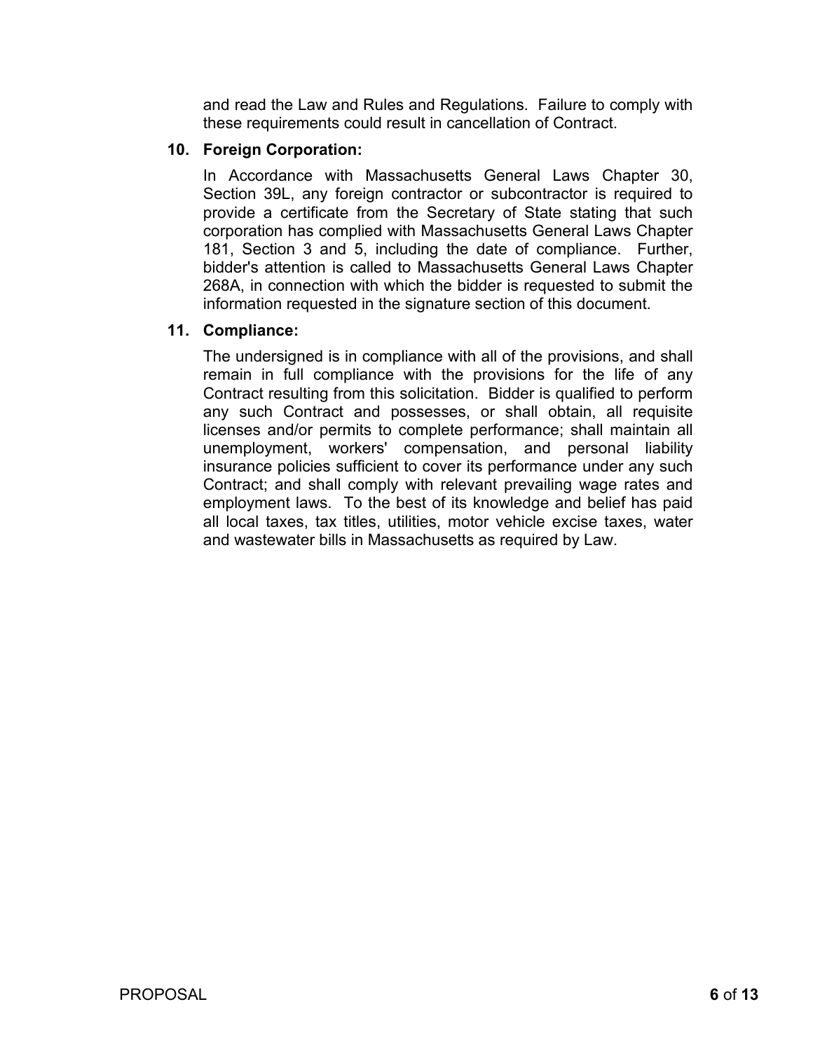and read the Law and Rules and Regulations. Failure to comply with these requirements could result in cancellation of Contract.

**10. Foreign Corporation:**

In Accordance with Massachusetts General Laws Chapter 30, Section 39L, any foreign contractor or subcontractor is required to provide a certificate from the Secretary of State stating that such corporation has complied with Massachusetts General Laws Chapter 181, Section 3 and 5, including the date of compliance. Further, bidder's attention is called to Massachusetts General Laws Chapter 268A, in connection with which the bidder is requested to submit the information requested in the signature section of this document.

**11. Compliance:**

The undersigned is in compliance with all of the provisions, and shall remain in full compliance with the provisions for the life of any Contract resulting from this solicitation. Bidder is qualified to perform any such Contract and possesses, or shall obtain, all requisite licenses and/or permits to complete performance; shall maintain all unemployment, workers' compensation, and personal liability insurance policies sufficient to cover its performance under any such Contract; and shall comply with relevant prevailing wage rates and employment laws. To the best of its knowledge and belief has paid all local taxes, tax titles, utilities, motor vehicle excise taxes, water and wastewater bills in Massachusetts as required by Law.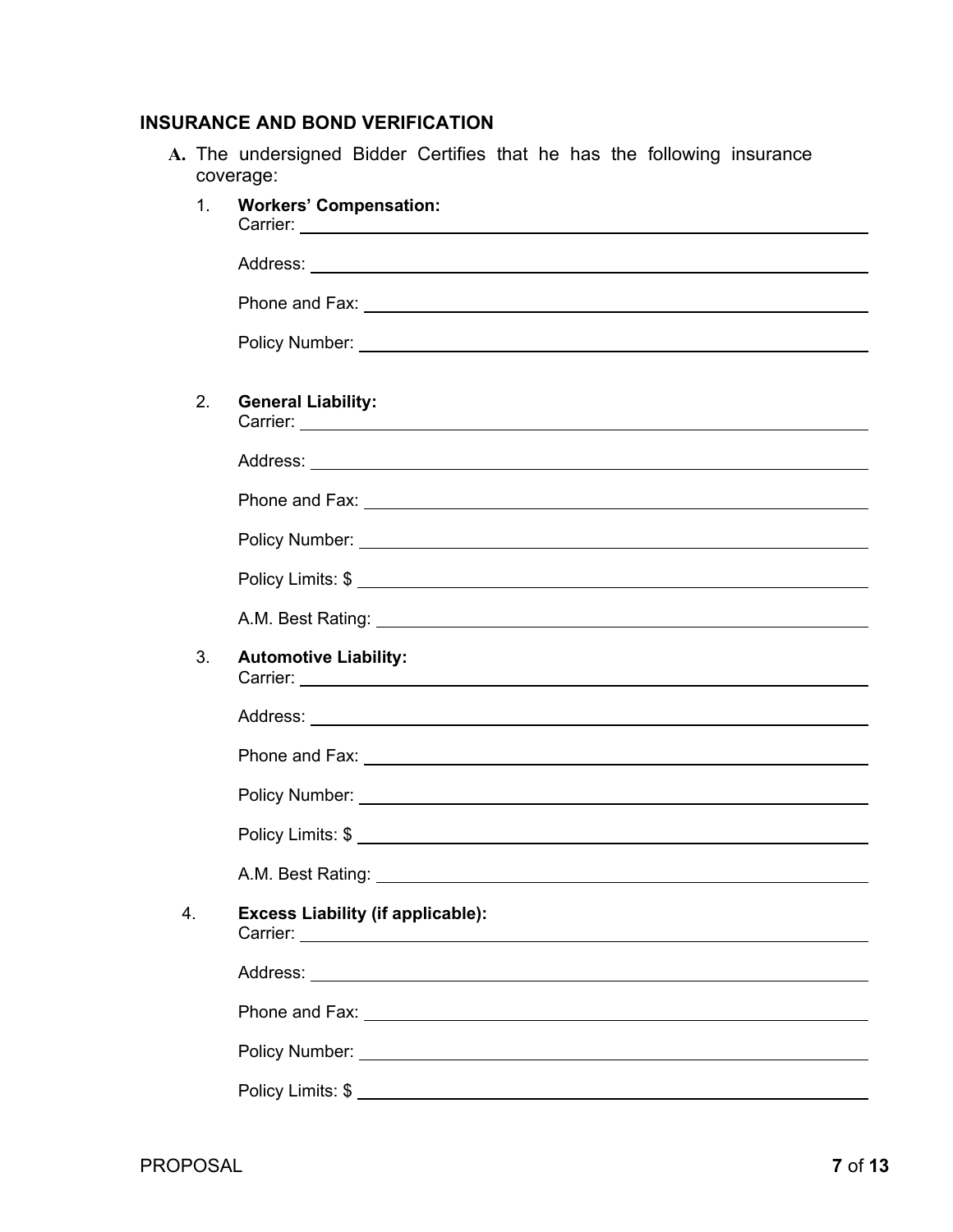## INSURANCE AND BOND VERIFICATION

**A.** The undersigned Bidder Certifies that he has the following insurance coverage:

1. **Workers' Compensation:**
   Carrier: ______________________________
   Address: ______________________________
   Phone and Fax: ______________________________
   Policy Number: ______________________________

2. **General Liability:**
   Carrier: ______________________________
   Address: ______________________________
   Phone and Fax: ______________________________
   Policy Number: ______________________________
   Policy Limits: $ ______________________________
   A.M. Best Rating: ______________________________

3. **Automotive Liability:**
   Carrier: ______________________________
   Address: ______________________________
   Phone and Fax: ______________________________
   Policy Number: ______________________________
   Policy Limits: $ ______________________________
   A.M. Best Rating: ______________________________

4. **Excess Liability (if applicable):**
   Carrier: ______________________________
   Address: ______________________________
   Phone and Fax: ______________________________
   Policy Number: ______________________________
   Policy Limits: $ ______________________________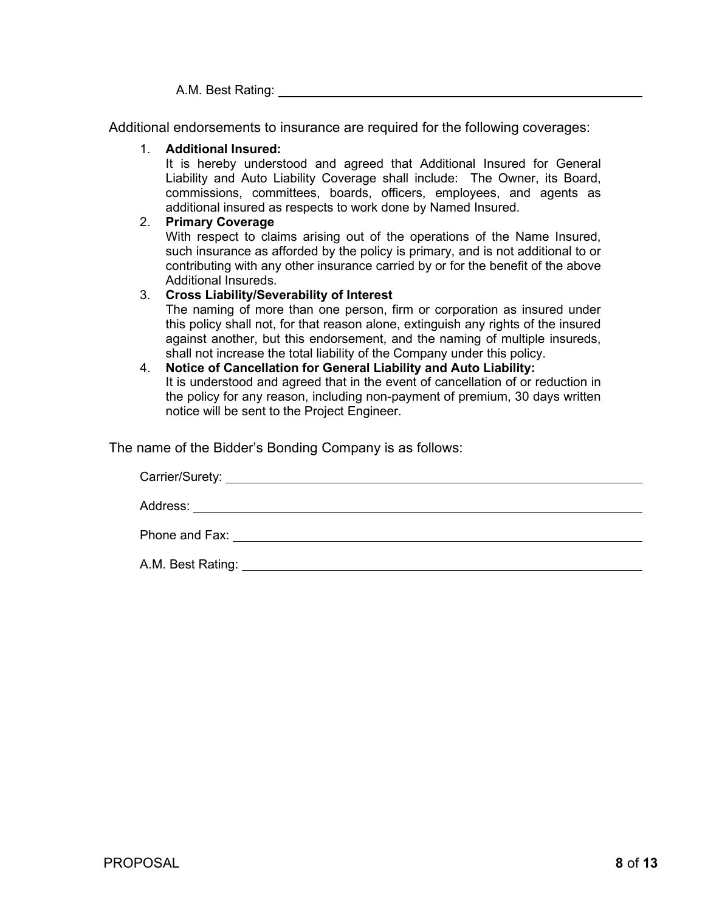A.M. Best Rating: ______________________________

Additional endorsements to insurance are required for the following coverages:

1. **Additional Insured:**
   It is hereby understood and agreed that Additional Insured for General Liability and Auto Liability Coverage shall include: The Owner, its Board, commissions, committees, boards, officers, employees, and agents as additional insured as respects to work done by Named Insured.
2. **Primary Coverage**
   With respect to claims arising out of the operations of the Name Insured, such insurance as afforded by the policy is primary, and is not additional to or contributing with any other insurance carried by or for the benefit of the above Additional Insureds.
3. **Cross Liability/Severability of Interest**
   The naming of more than one person, firm or corporation as insured under this policy shall not, for that reason alone, extinguish any rights of the insured against another, but this endorsement, and the naming of multiple insureds, shall not increase the total liability of the Company under this policy.
4. **Notice of Cancellation for General Liability and Auto Liability:**
   It is understood and agreed that in the event of cancellation of or reduction in the policy for any reason, including non-payment of premium, 30 days written notice will be sent to the Project Engineer.

The name of the Bidder's Bonding Company is as follows:

Carrier/Surety: ______________________________

Address: ______________________________

Phone and Fax: ______________________________

A.M. Best Rating: ______________________________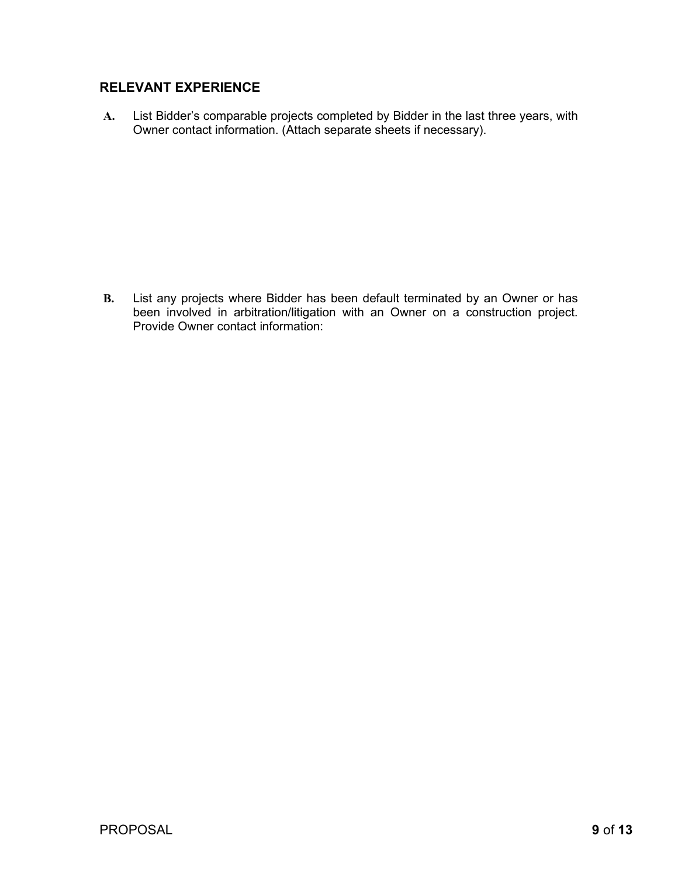## RELEVANT EXPERIENCE

**A.** List Bidder's comparable projects completed by Bidder in the last three years, with Owner contact information. (Attach separate sheets if necessary).

**B.** List any projects where Bidder has been default terminated by an Owner or has been involved in arbitration/litigation with an Owner on a construction project. Provide Owner contact information: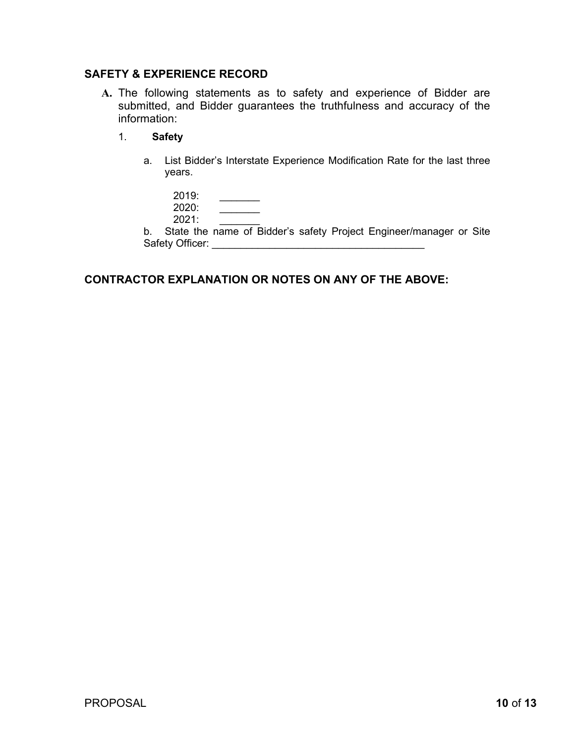## SAFETY & EXPERIENCE RECORD

**A.** The following statements as to safety and experience of Bidder are submitted, and Bidder guarantees the truthfulness and accuracy of the information:

1. **Safety**

   a. List Bidder's Interstate Experience Modification Rate for the last three years.

      2019: ________
      2020: ________
      2021: ________

   b. State the name of Bidder's safety Project Engineer/manager or Site Safety Officer: ______________________________________

## CONTRACTOR EXPLANATION OR NOTES ON ANY OF THE ABOVE: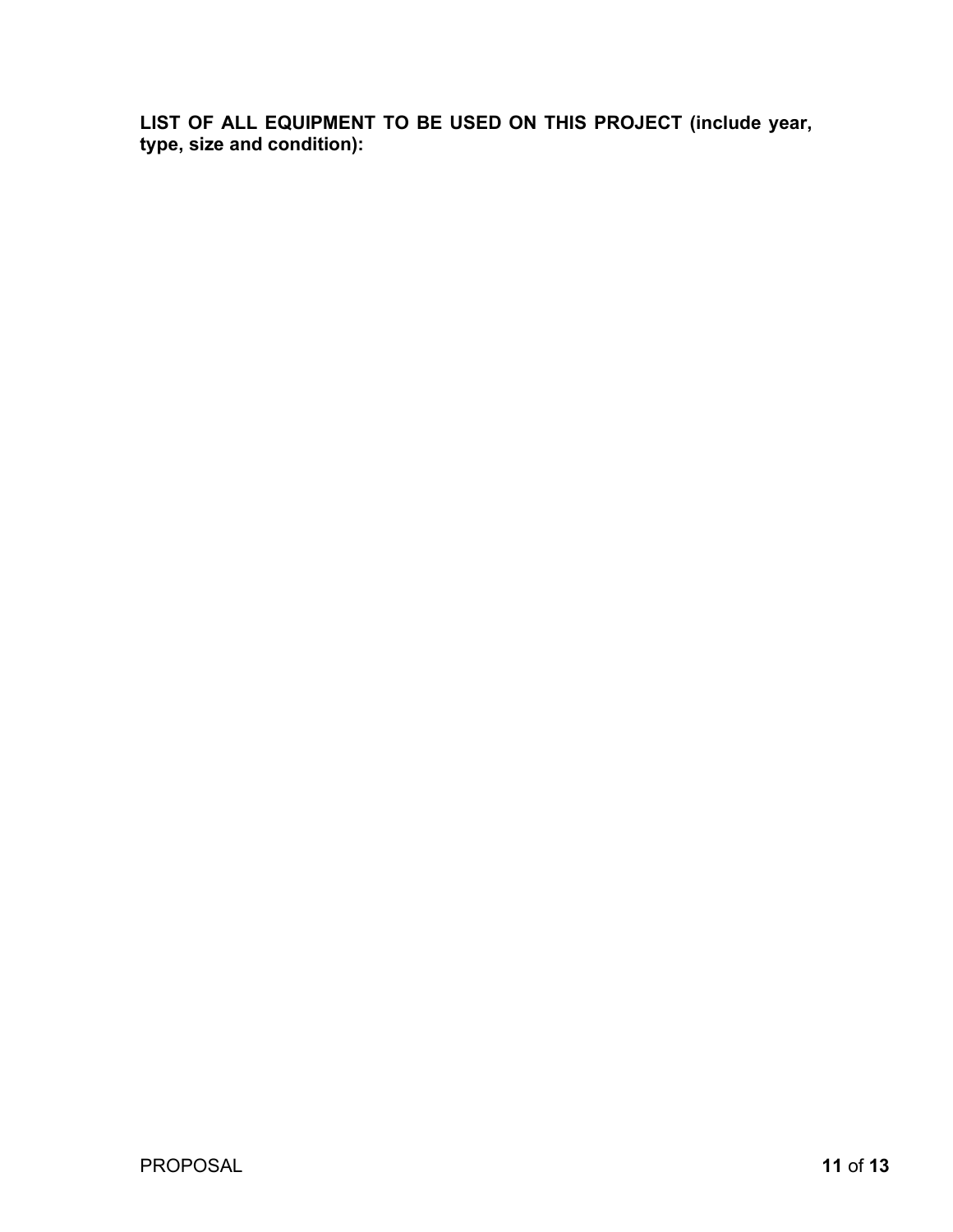**LIST OF ALL EQUIPMENT TO BE USED ON THIS PROJECT (include year, type, size and condition):**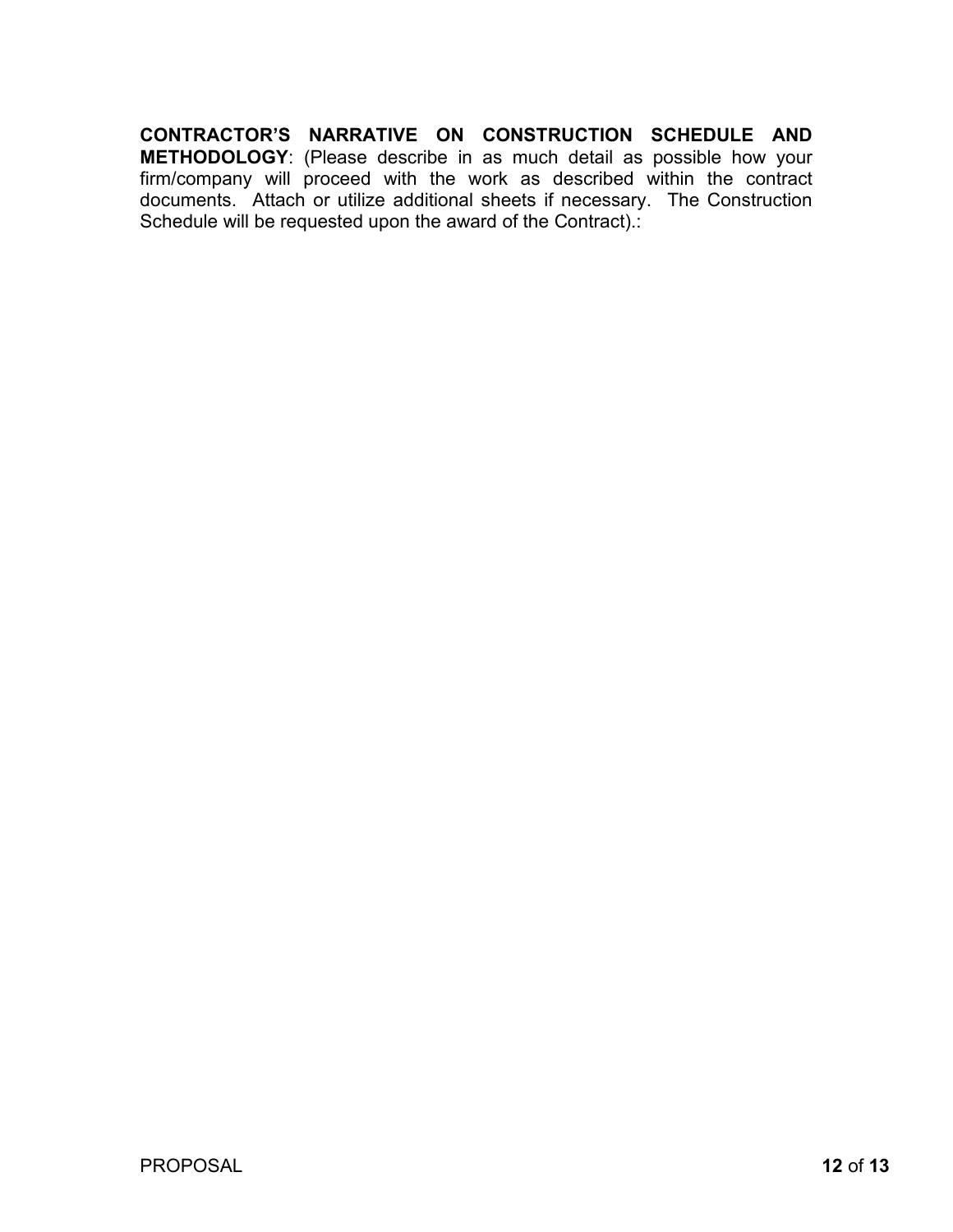**CONTRACTOR'S NARRATIVE ON CONSTRUCTION SCHEDULE AND METHODOLOGY**: (Please describe in as much detail as possible how your firm/company will proceed with the work as described within the contract documents. Attach or utilize additional sheets if necessary. The Construction Schedule will be requested upon the award of the Contract).: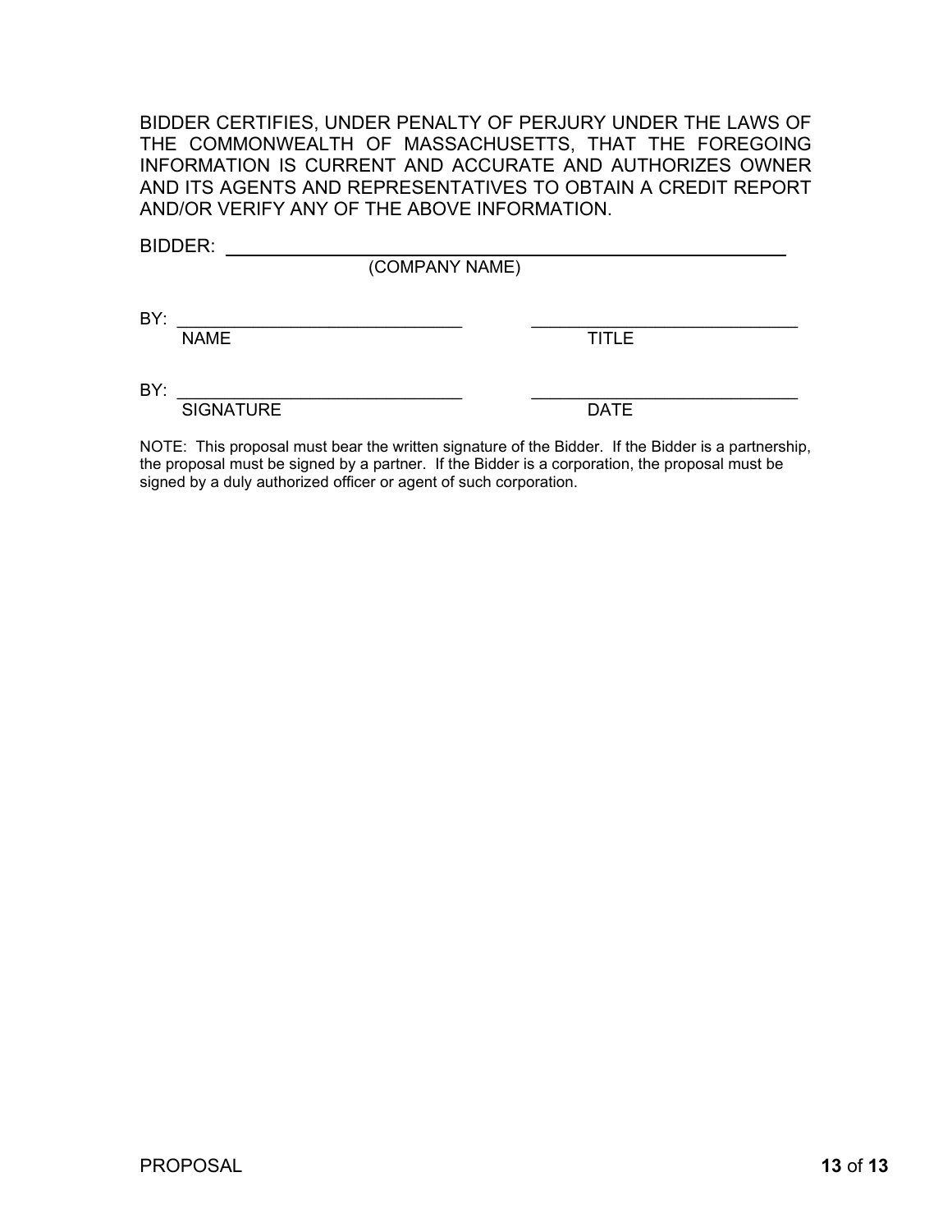BIDDER CERTIFIES, UNDER PENALTY OF PERJURY UNDER THE LAWS OF THE COMMONWEALTH OF MASSACHUSETTS, THAT THE FOREGOING INFORMATION IS CURRENT AND ACCURATE AND AUTHORIZES OWNER AND ITS AGENTS AND REPRESENTATIVES TO OBTAIN A CREDIT REPORT AND/OR VERIFY ANY OF THE ABOVE INFORMATION.

BIDDER: ______________________________________________________
(COMPANY NAME)

BY: ______________________________ ______________________________
NAME TITLE

BY: ______________________________ ______________________________
SIGNATURE DATE

NOTE: This proposal must bear the written signature of the Bidder. If the Bidder is a partnership, the proposal must be signed by a partner. If the Bidder is a corporation, the proposal must be signed by a duly authorized officer or agent of such corporation.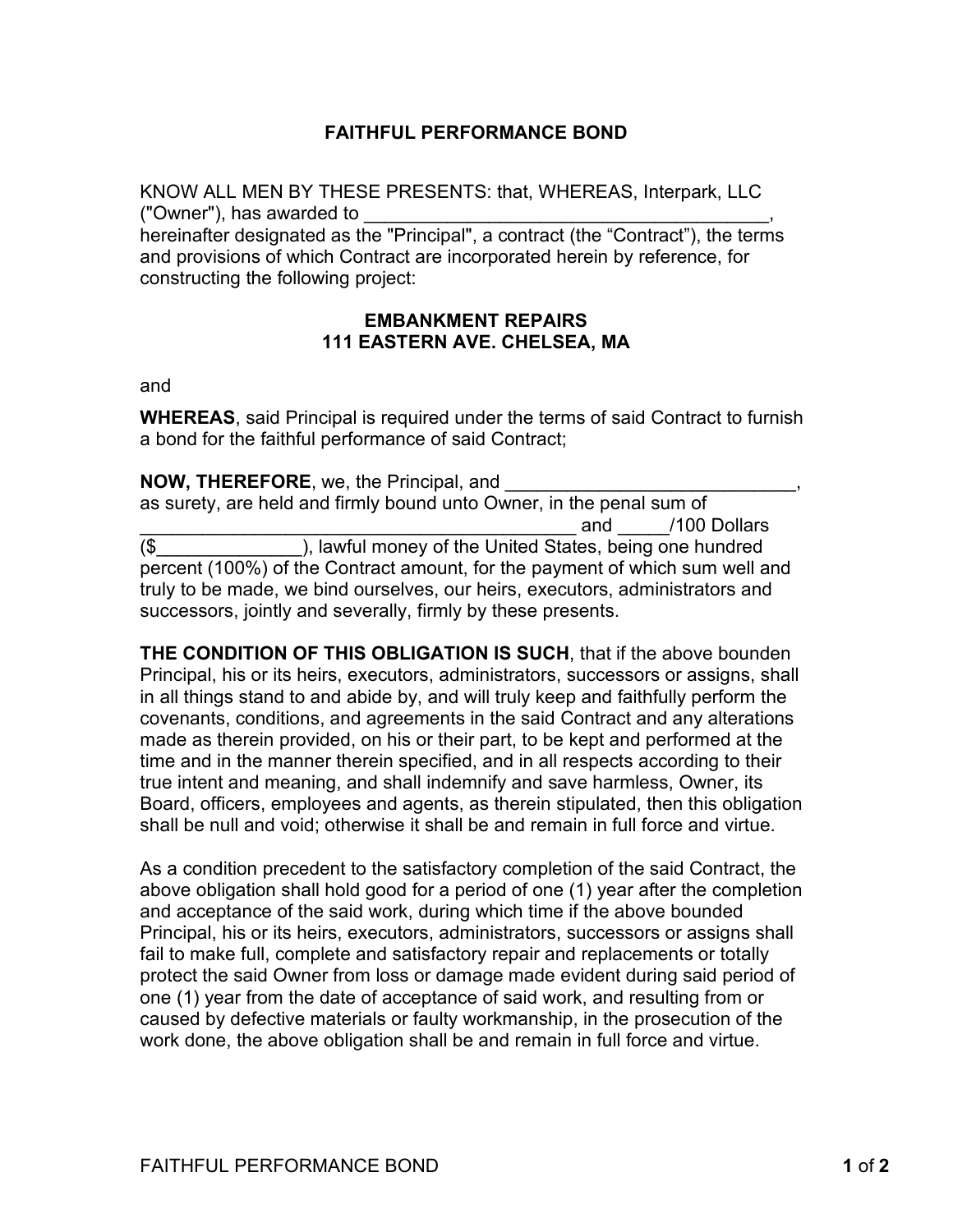# FAITHFUL PERFORMANCE BOND

KNOW ALL MEN BY THESE PRESENTS: that, WHEREAS, Interpark, LLC ("Owner"), has awarded to _________________________________________, hereinafter designated as the "Principal", a contract (the "Contract"), the terms and provisions of which Contract are incorporated herein by reference, for constructing the following project:

**EMBANKMENT REPAIRS**
**111 EASTERN AVE. CHELSEA, MA**

and

**WHEREAS**, said Principal is required under the terms of said Contract to furnish a bond for the faithful performance of said Contract;

**NOW, THEREFORE**, we, the Principal, and ____________________________, as surety, are held and firmly bound unto Owner, in the penal sum of ____________________________________________ and _____/100 Dollars ($______________), lawful money of the United States, being one hundred percent (100%) of the Contract amount, for the payment of which sum well and truly to be made, we bind ourselves, our heirs, executors, administrators and successors, jointly and severally, firmly by these presents.

**THE CONDITION OF THIS OBLIGATION IS SUCH**, that if the above bounden Principal, his or its heirs, executors, administrators, successors or assigns, shall in all things stand to and abide by, and will truly keep and faithfully perform the covenants, conditions, and agreements in the said Contract and any alterations made as therein provided, on his or their part, to be kept and performed at the time and in the manner therein specified, and in all respects according to their true intent and meaning, and shall indemnify and save harmless, Owner, its Board, officers, employees and agents, as therein stipulated, then this obligation shall be null and void; otherwise it shall be and remain in full force and virtue.

As a condition precedent to the satisfactory completion of the said Contract, the above obligation shall hold good for a period of one (1) year after the completion and acceptance of the said work, during which time if the above bounded Principal, his or its heirs, executors, administrators, successors or assigns shall fail to make full, complete and satisfactory repair and replacements or totally protect the said Owner from loss or damage made evident during said period of one (1) year from the date of acceptance of said work, and resulting from or caused by defective materials or faulty workmanship, in the prosecution of the work done, the above obligation shall be and remain in full force and virtue.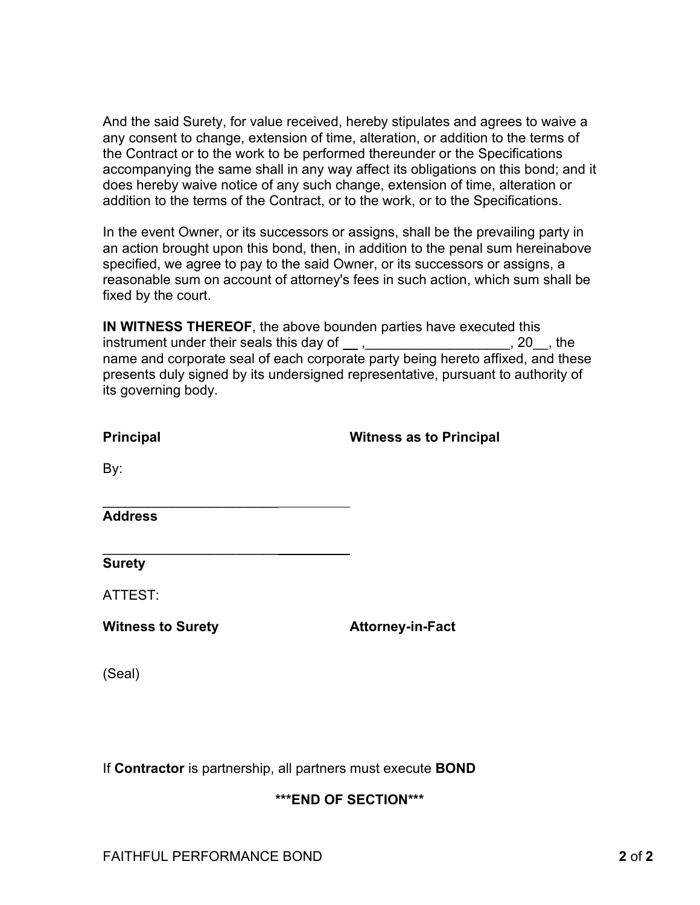And the said Surety, for value received, hereby stipulates and agrees to waive a any consent to change, extension of time, alteration, or addition to the terms of the Contract or to the work to be performed thereunder or the Specifications accompanying the same shall in any way affect its obligations on this bond; and it does hereby waive notice of any such change, extension of time, alteration or addition to the terms of the Contract, or to the work, or to the Specifications.

In the event Owner, or its successors or assigns, shall be the prevailing party in an action brought upon this bond, then, in addition to the penal sum hereinabove specified, we agree to pay to the said Owner, or its successors or assigns, a reasonable sum on account of attorney's fees in such action, which sum shall be fixed by the court.

**IN WITNESS THEREOF**, the above bounden parties have executed this instrument under their seals this day of __ ,___________________, 20__, the name and corporate seal of each corporate party being hereto affixed, and these presents duly signed by its undersigned representative, pursuant to authority of its governing body.

**Principal** **Witness as to Principal**

By:

___________________________________

**Address**

___________________________________

**Surety**

ATTEST:

**Witness to Surety** **Attorney-in-Fact**

(Seal)

If **Contractor** is partnership, all partners must execute **BOND**

**\*\*\*END OF SECTION\*\*\***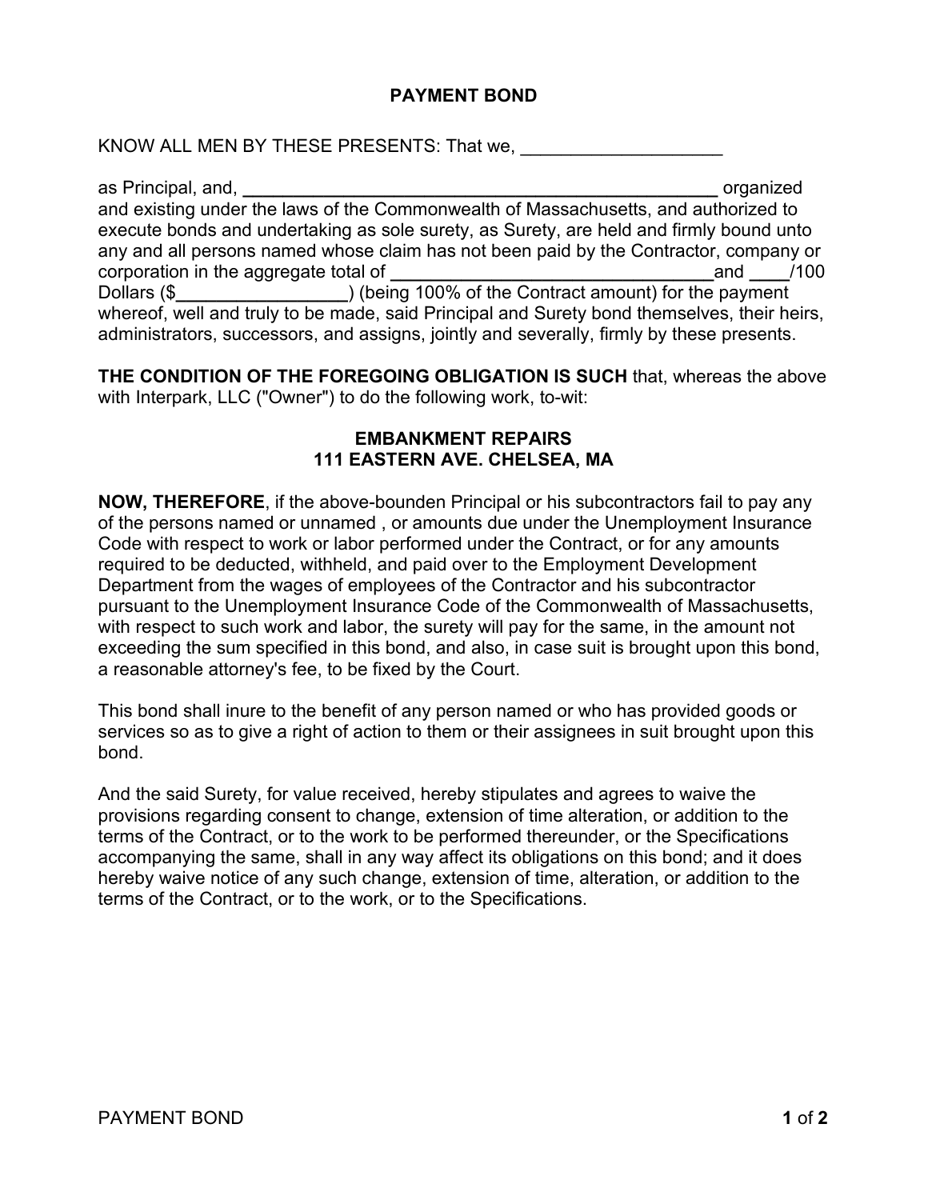# PAYMENT BOND

KNOW ALL MEN BY THESE PRESENTS: That we, ____________________

as Principal, and, **___________________________________________________** organized and existing under the laws of the Commonwealth of Massachusetts, and authorized to execute bonds and undertaking as sole surety, as Surety, are held and firmly bound unto any and all persons named whose claim has not been paid by the Contractor, company or corporation in the aggregate total of _________________________________and ____/100 Dollars ($**_________________**) (being 100% of the Contract amount) for the payment whereof, well and truly to be made, said Principal and Surety bond themselves, their heirs, administrators, successors, and assigns, jointly and severally, firmly by these presents.

**THE CONDITION OF THE FOREGOING OBLIGATION IS SUCH** that, whereas the above with Interpark, LLC ("Owner") to do the following work, to-wit:

**EMBANKMENT REPAIRS**
**111 EASTERN AVE. CHELSEA, MA**

**NOW, THEREFORE**, if the above-bounden Principal or his subcontractors fail to pay any of the persons named or unnamed , or amounts due under the Unemployment Insurance Code with respect to work or labor performed under the Contract, or for any amounts required to be deducted, withheld, and paid over to the Employment Development Department from the wages of employees of the Contractor and his subcontractor pursuant to the Unemployment Insurance Code of the Commonwealth of Massachusetts, with respect to such work and labor, the surety will pay for the same, in the amount not exceeding the sum specified in this bond, and also, in case suit is brought upon this bond, a reasonable attorney's fee, to be fixed by the Court.

This bond shall inure to the benefit of any person named or who has provided goods or services so as to give a right of action to them or their assignees in suit brought upon this bond.

And the said Surety, for value received, hereby stipulates and agrees to waive the provisions regarding consent to change, extension of time alteration, or addition to the terms of the Contract, or to the work to be performed thereunder, or the Specifications accompanying the same, shall in any way affect its obligations on this bond; and it does hereby waive notice of any such change, extension of time, alteration, or addition to the terms of the Contract, or to the work, or to the Specifications.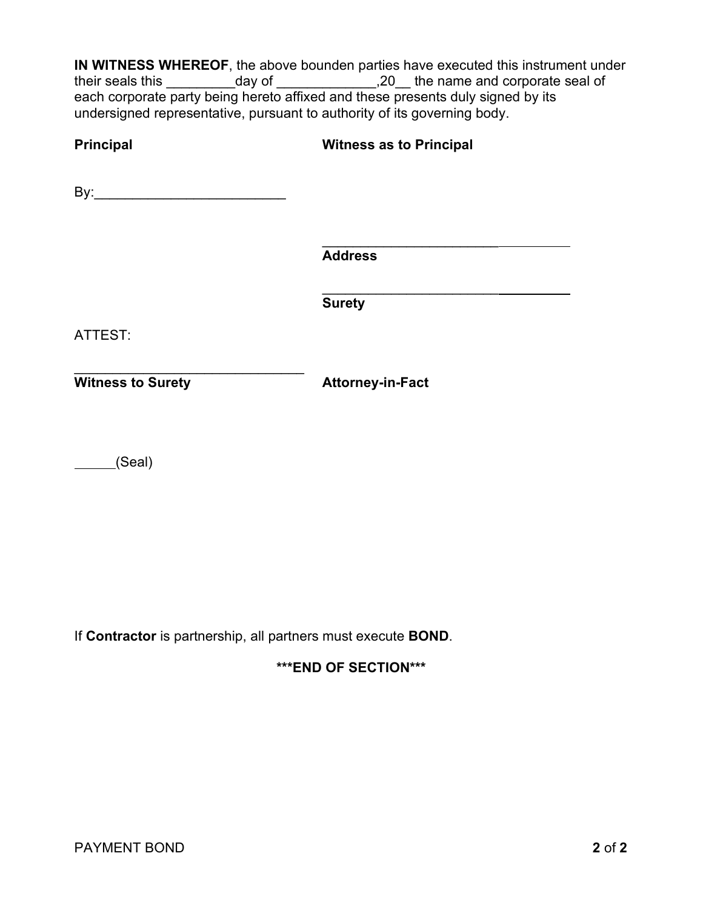**IN WITNESS WHEREOF**, the above bounden parties have executed this instrument under their seals this _________day of _____________,20__ the name and corporate seal of each corporate party being hereto affixed and these presents duly signed by its undersigned representative, pursuant to authority of its governing body.

**Principal** | **Witness as to Principal**

By:_________________________

___________________________________
**Address**

___________________________________
**Surety**

ATTEST:

_______________________________
**Witness to Surety** | **Attorney-in-Fact**

_____(Seal)

If **Contractor** is partnership, all partners must execute **BOND**.

*****END OF SECTION*****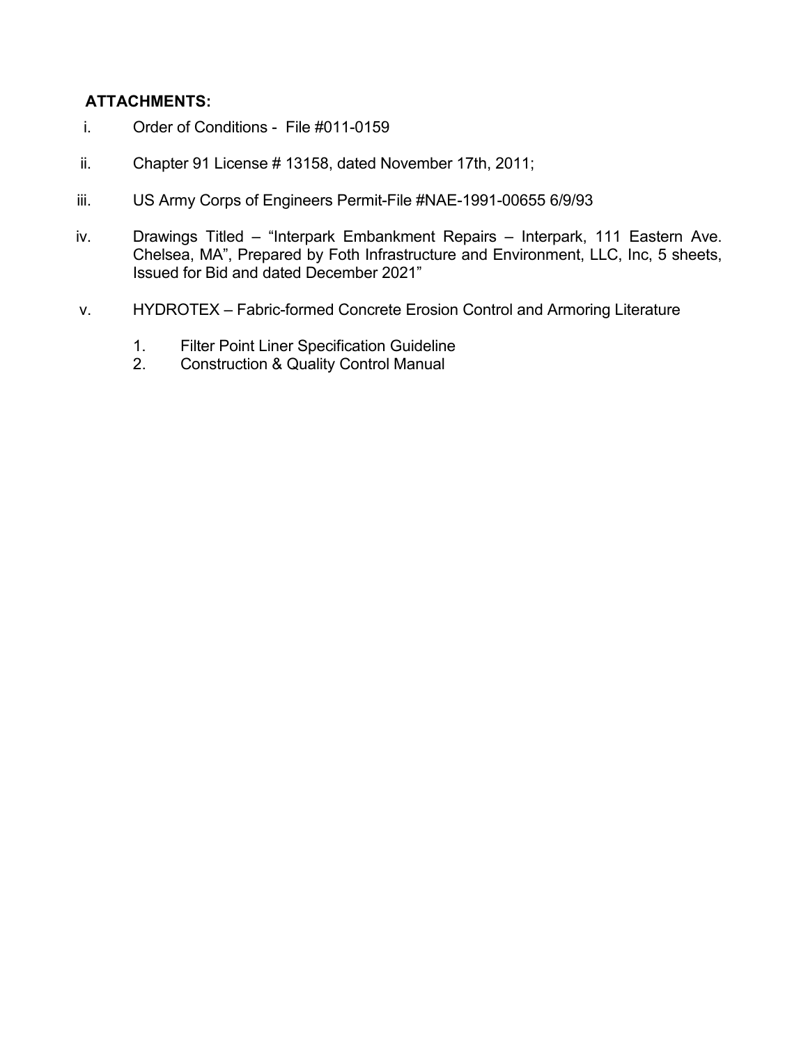**ATTACHMENTS:**

i. Order of Conditions - File #011-0159

ii. Chapter 91 License # 13158, dated November 17th, 2011;

iii. US Army Corps of Engineers Permit-File #NAE-1991-00655 6/9/93

iv. Drawings Titled – "Interpark Embankment Repairs – Interpark, 111 Eastern Ave. Chelsea, MA", Prepared by Foth Infrastructure and Environment, LLC, Inc, 5 sheets, Issued for Bid and dated December 2021"

v. HYDROTEX – Fabric-formed Concrete Erosion Control and Armoring Literature

   1. Filter Point Liner Specification Guideline
   2. Construction & Quality Control Manual